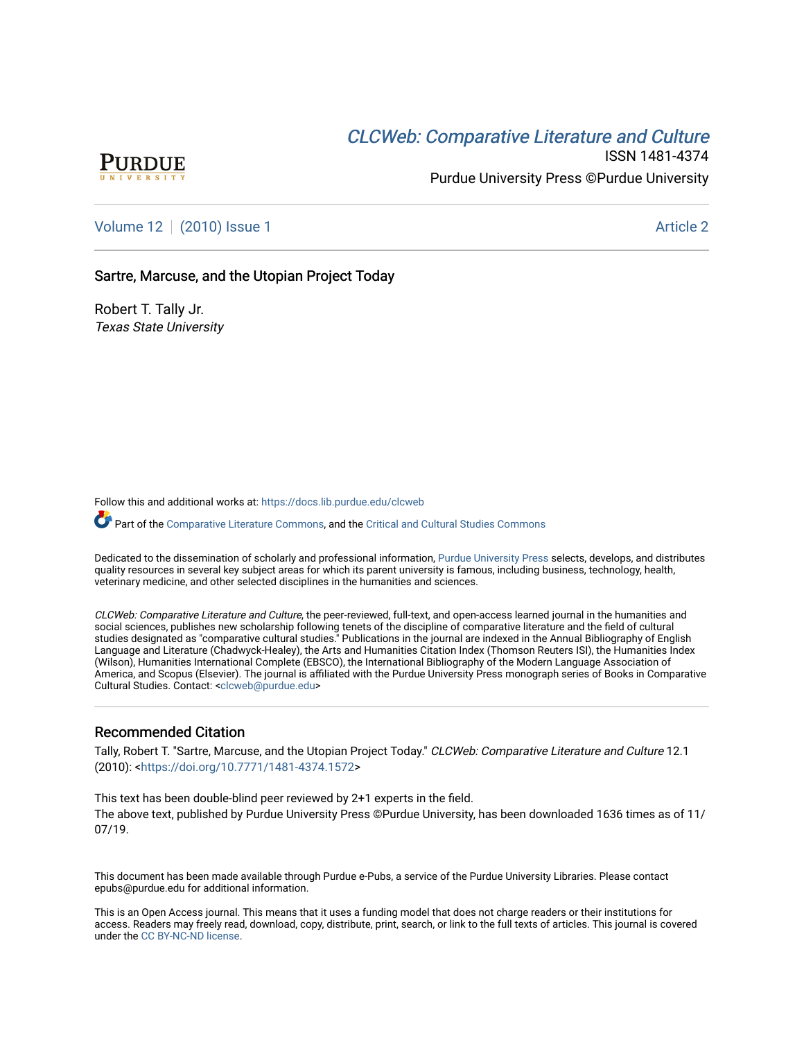CLCWeb: Comparative Literature and Culture

ISSN 1481-4374

Purdue University Press ©Purdue University

Volume 12 | (2010) Issue 1 | Article 2

# Sartre, Marcuse, and the Utopian Project Today

Robert T. Tally Jr.

*Texas State University*

Follow this and additional works at: https://docs.lib.purdue.edu/clcweb

Part of the Comparative Literature Commons, and the Critical and Cultural Studies Commons

Dedicated to the dissemination of scholarly and professional information, Purdue University Press selects, develops, and distributes quality resources in several key subject areas for which its parent university is famous, including business, technology, health, veterinary medicine, and other selected disciplines in the humanities and sciences.

*CLCWeb: Comparative Literature and Culture*, the peer-reviewed, full-text, and open-access learned journal in the humanities and social sciences, publishes new scholarship following tenets of the discipline of comparative literature and the field of cultural studies designated as "comparative cultural studies." Publications in the journal are indexed in the Annual Bibliography of English Language and Literature (Chadwyck-Healey), the Arts and Humanities Citation Index (Thomson Reuters ISI), the Humanities Index (Wilson), Humanities International Complete (EBSCO), the International Bibliography of the Modern Language Association of America, and Scopus (Elsevier). The journal is affiliated with the Purdue University Press monograph series of Books in Comparative Cultural Studies. Contact: <clcweb@purdue.edu>

## Recommended Citation

Tally, Robert T. "Sartre, Marcuse, and the Utopian Project Today." *CLCWeb: Comparative Literature and Culture* 12.1 (2010): <https://doi.org/10.7771/1481-4374.1572>

This text has been double-blind peer reviewed by 2+1 experts in the field.
The above text, published by Purdue University Press ©Purdue University, has been downloaded 1636 times as of 11/07/19.

This document has been made available through Purdue e-Pubs, a service of the Purdue University Libraries. Please contact epubs@purdue.edu for additional information.

This is an Open Access journal. This means that it uses a funding model that does not charge readers or their institutions for access. Readers may freely read, download, copy, distribute, print, search, or link to the full texts of articles. This journal is covered under the CC BY-NC-ND license.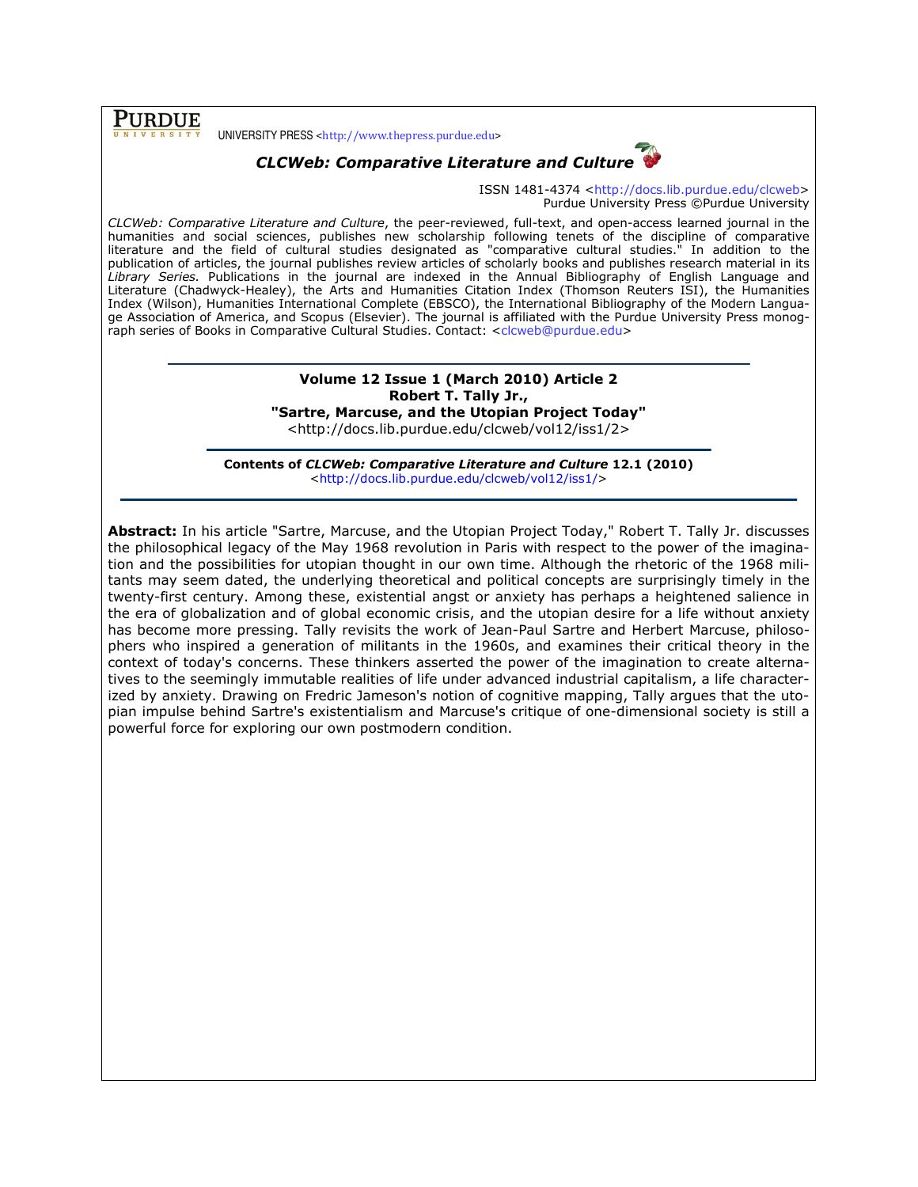PURDUE UNIVERSITY PRESS <http://www.thepress.purdue.edu>

***CLCWeb: Comparative Literature and Culture***

ISSN 1481-4374 <http://docs.lib.purdue.edu/clcweb>
Purdue University Press ©Purdue University

*CLCWeb: Comparative Literature and Culture*, the peer-reviewed, full-text, and open-access learned journal in the humanities and social sciences, publishes new scholarship following tenets of the discipline of comparative literature and the field of cultural studies designated as "comparative cultural studies." In addition to the publication of articles, the journal publishes review articles of scholarly books and publishes research material in its *Library Series*. Publications in the journal are indexed in the Annual Bibliography of English Language and Literature (Chadwyck-Healey), the Arts and Humanities Citation Index (Thomson Reuters ISI), the Humanities Index (Wilson), Humanities International Complete (EBSCO), the International Bibliography of the Modern Language Association of America, and Scopus (Elsevier). The journal is affiliated with the Purdue University Press monograph series of Books in Comparative Cultural Studies. Contact: <clcweb@purdue.edu>

---

**Volume 12 Issue 1 (March 2010) Article 2**
**Robert T. Tally Jr.,**
**"Sartre, Marcuse, and the Utopian Project Today"**
<http://docs.lib.purdue.edu/clcweb/vol12/iss1/2>

---

**Contents of *CLCWeb: Comparative Literature and Culture* 12.1 (2010)**
<http://docs.lib.purdue.edu/clcweb/vol12/iss1/>

---

**Abstract:** In his article "Sartre, Marcuse, and the Utopian Project Today," Robert T. Tally Jr. discusses the philosophical legacy of the May 1968 revolution in Paris with respect to the power of the imagination and the possibilities for utopian thought in our own time. Although the rhetoric of the 1968 militants may seem dated, the underlying theoretical and political concepts are surprisingly timely in the twenty-first century. Among these, existential angst or anxiety has perhaps a heightened salience in the era of globalization and of global economic crisis, and the utopian desire for a life without anxiety has become more pressing. Tally revisits the work of Jean-Paul Sartre and Herbert Marcuse, philosophers who inspired a generation of militants in the 1960s, and examines their critical theory in the context of today's concerns. These thinkers asserted the power of the imagination to create alternatives to the seemingly immutable realities of life under advanced industrial capitalism, a life characterized by anxiety. Drawing on Fredric Jameson's notion of cognitive mapping, Tally argues that the utopian impulse behind Sartre's existentialism and Marcuse's critique of one-dimensional society is still a powerful force for exploring our own postmodern condition.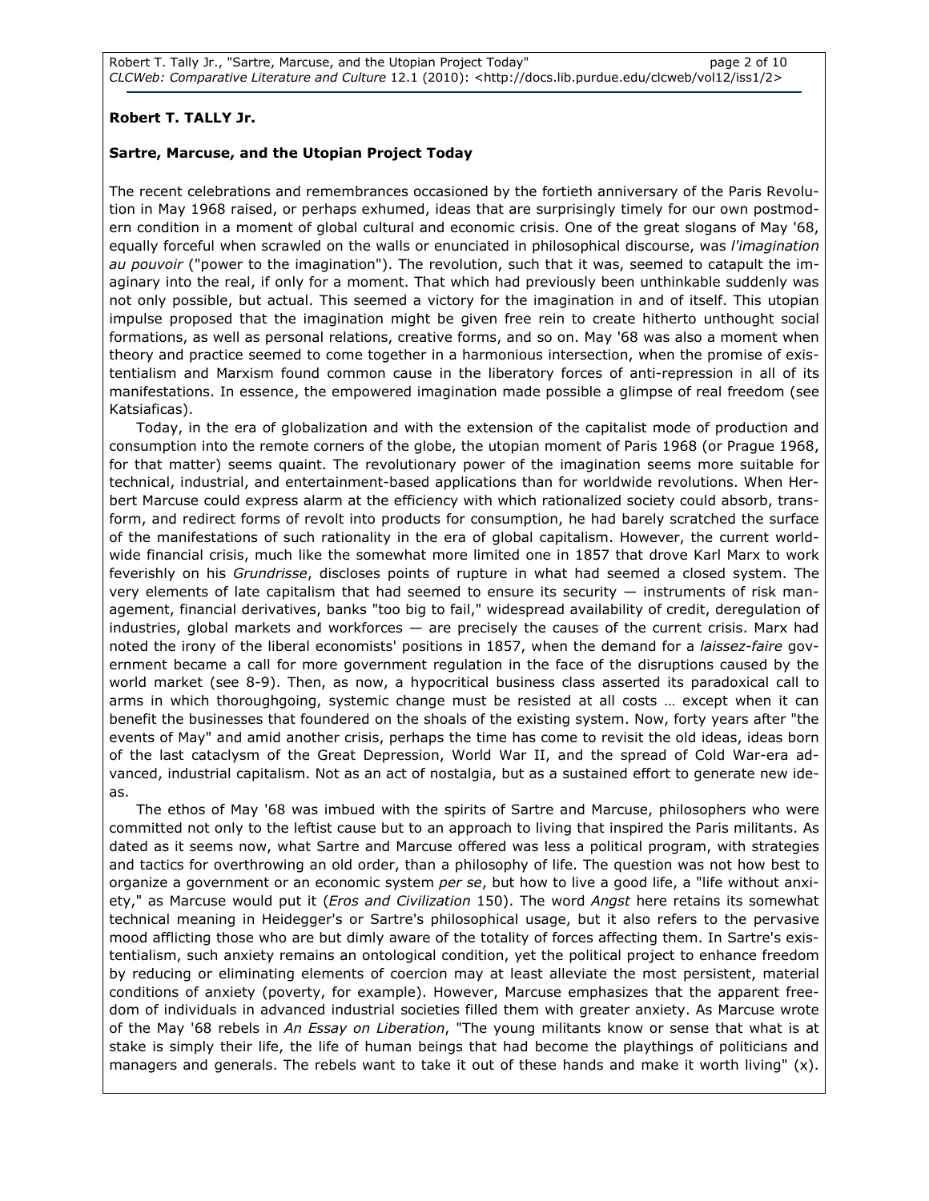**Robert T. TALLY Jr.**

**Sartre, Marcuse, and the Utopian Project Today**

The recent celebrations and remembrances occasioned by the fortieth anniversary of the Paris Revolution in May 1968 raised, or perhaps exhumed, ideas that are surprisingly timely for our own postmodern condition in a moment of global cultural and economic crisis. One of the great slogans of May '68, equally forceful when scrawled on the walls or enunciated in philosophical discourse, was *l'imagination au pouvoir* ("power to the imagination"). The revolution, such that it was, seemed to catapult the imaginary into the real, if only for a moment. That which had previously been unthinkable suddenly was not only possible, but actual. This seemed a victory for the imagination in and of itself. This utopian impulse proposed that the imagination might be given free rein to create hitherto unthought social formations, as well as personal relations, creative forms, and so on. May '68 was also a moment when theory and practice seemed to come together in a harmonious intersection, when the promise of existentialism and Marxism found common cause in the liberatory forces of anti-repression in all of its manifestations. In essence, the empowered imagination made possible a glimpse of real freedom (see Katsiaficas).

Today, in the era of globalization and with the extension of the capitalist mode of production and consumption into the remote corners of the globe, the utopian moment of Paris 1968 (or Prague 1968, for that matter) seems quaint. The revolutionary power of the imagination seems more suitable for technical, industrial, and entertainment-based applications than for worldwide revolutions. When Herbert Marcuse could express alarm at the efficiency with which rationalized society could absorb, transform, and redirect forms of revolt into products for consumption, he had barely scratched the surface of the manifestations of such rationality in the era of global capitalism. However, the current worldwide financial crisis, much like the somewhat more limited one in 1857 that drove Karl Marx to work feverishly on his *Grundrisse*, discloses points of rupture in what had seemed a closed system. The very elements of late capitalism that had seemed to ensure its security — instruments of risk management, financial derivatives, banks "too big to fail," widespread availability of credit, deregulation of industries, global markets and workforces — are precisely the causes of the current crisis. Marx had noted the irony of the liberal economists' positions in 1857, when the demand for a *laissez-faire* government became a call for more government regulation in the face of the disruptions caused by the world market (see 8-9). Then, as now, a hypocritical business class asserted its paradoxical call to arms in which thoroughgoing, systemic change must be resisted at all costs … except when it can benefit the businesses that foundered on the shoals of the existing system. Now, forty years after "the events of May" and amid another crisis, perhaps the time has come to revisit the old ideas, ideas born of the last cataclysm of the Great Depression, World War II, and the spread of Cold War-era advanced, industrial capitalism. Not as an act of nostalgia, but as a sustained effort to generate new ideas.

The ethos of May '68 was imbued with the spirits of Sartre and Marcuse, philosophers who were committed not only to the leftist cause but to an approach to living that inspired the Paris militants. As dated as it seems now, what Sartre and Marcuse offered was less a political program, with strategies and tactics for overthrowing an old order, than a philosophy of life. The question was not how best to organize a government or an economic system *per se*, but how to live a good life, a "life without anxiety," as Marcuse would put it (*Eros and Civilization* 150). The word *Angst* here retains its somewhat technical meaning in Heidegger's or Sartre's philosophical usage, but it also refers to the pervasive mood afflicting those who are but dimly aware of the totality of forces affecting them. In Sartre's existentialism, such anxiety remains an ontological condition, yet the political project to enhance freedom by reducing or eliminating elements of coercion may at least alleviate the most persistent, material conditions of anxiety (poverty, for example). However, Marcuse emphasizes that the apparent freedom of individuals in advanced industrial societies filled them with greater anxiety. As Marcuse wrote of the May '68 rebels in *An Essay on Liberation*, "The young militants know or sense that what is at stake is simply their life, the life of human beings that had become the playthings of politicians and managers and generals. The rebels want to take it out of these hands and make it worth living" (x).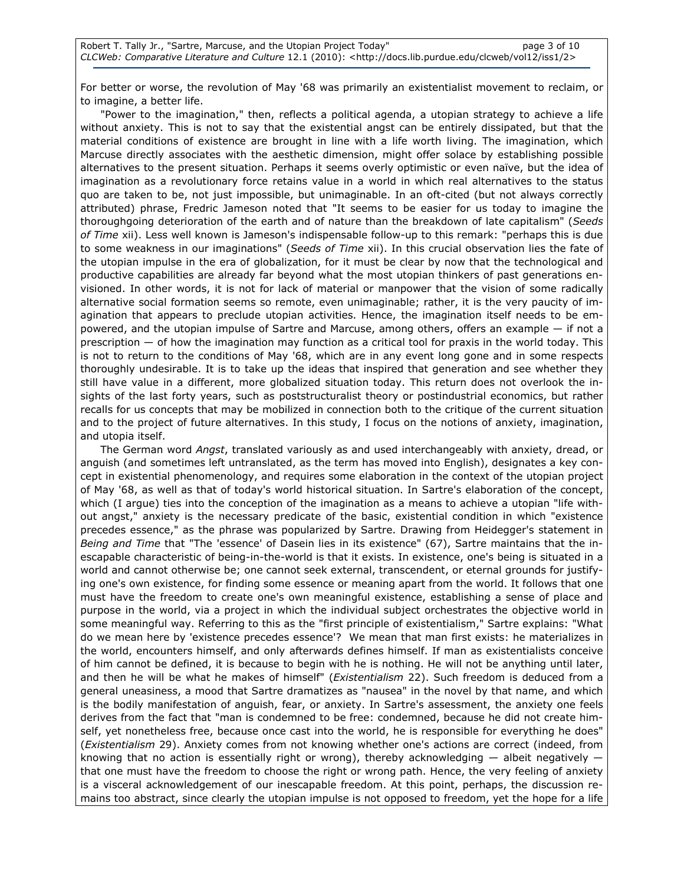For better or worse, the revolution of May '68 was primarily an existentialist movement to reclaim, or to imagine, a better life.

"Power to the imagination," then, reflects a political agenda, a utopian strategy to achieve a life without anxiety. This is not to say that the existential angst can be entirely dissipated, but that the material conditions of existence are brought in line with a life worth living. The imagination, which Marcuse directly associates with the aesthetic dimension, might offer solace by establishing possible alternatives to the present situation. Perhaps it seems overly optimistic or even naïve, but the idea of imagination as a revolutionary force retains value in a world in which real alternatives to the status quo are taken to be, not just impossible, but unimaginable. In an oft-cited (but not always correctly attributed) phrase, Fredric Jameson noted that "It seems to be easier for us today to imagine the thoroughgoing deterioration of the earth and of nature than the breakdown of late capitalism" (*Seeds of Time* xii). Less well known is Jameson's indispensable follow-up to this remark: "perhaps this is due to some weakness in our imaginations" (*Seeds of Time* xii). In this crucial observation lies the fate of the utopian impulse in the era of globalization, for it must be clear by now that the technological and productive capabilities are already far beyond what the most utopian thinkers of past generations envisioned. In other words, it is not for lack of material or manpower that the vision of some radically alternative social formation seems so remote, even unimaginable; rather, it is the very paucity of imagination that appears to preclude utopian activities. Hence, the imagination itself needs to be empowered, and the utopian impulse of Sartre and Marcuse, among others, offers an example — if not a prescription — of how the imagination may function as a critical tool for praxis in the world today. This is not to return to the conditions of May '68, which are in any event long gone and in some respects thoroughly undesirable. It is to take up the ideas that inspired that generation and see whether they still have value in a different, more globalized situation today. This return does not overlook the insights of the last forty years, such as poststructuralist theory or postindustrial economics, but rather recalls for us concepts that may be mobilized in connection both to the critique of the current situation and to the project of future alternatives. In this study, I focus on the notions of anxiety, imagination, and utopia itself.

The German word *Angst*, translated variously as and used interchangeably with anxiety, dread, or anguish (and sometimes left untranslated, as the term has moved into English), designates a key concept in existential phenomenology, and requires some elaboration in the context of the utopian project of May '68, as well as that of today's world historical situation. In Sartre's elaboration of the concept, which (I argue) ties into the conception of the imagination as a means to achieve a utopian "life without angst," anxiety is the necessary predicate of the basic, existential condition in which "existence precedes essence," as the phrase was popularized by Sartre. Drawing from Heidegger's statement in *Being and Time* that "The 'essence' of Dasein lies in its existence" (67), Sartre maintains that the inescapable characteristic of being-in-the-world is that it exists. In existence, one's being is situated in a world and cannot otherwise be; one cannot seek external, transcendent, or eternal grounds for justifying one's own existence, for finding some essence or meaning apart from the world. It follows that one must have the freedom to create one's own meaningful existence, establishing a sense of place and purpose in the world, via a project in which the individual subject orchestrates the objective world in some meaningful way. Referring to this as the "first principle of existentialism," Sartre explains: "What do we mean here by 'existence precedes essence'? We mean that man first exists: he materializes in the world, encounters himself, and only afterwards defines himself. If man as existentialists conceive of him cannot be defined, it is because to begin with he is nothing. He will not be anything until later, and then he will be what he makes of himself" (*Existentialism* 22). Such freedom is deduced from a general uneasiness, a mood that Sartre dramatizes as "nausea" in the novel by that name, and which is the bodily manifestation of anguish, fear, or anxiety. In Sartre's assessment, the anxiety one feels derives from the fact that "man is condemned to be free: condemned, because he did not create himself, yet nonetheless free, because once cast into the world, he is responsible for everything he does" (*Existentialism* 29). Anxiety comes from not knowing whether one's actions are correct (indeed, from knowing that no action is essentially right or wrong), thereby acknowledging — albeit negatively — that one must have the freedom to choose the right or wrong path. Hence, the very feeling of anxiety is a visceral acknowledgement of our inescapable freedom. At this point, perhaps, the discussion remains too abstract, since clearly the utopian impulse is not opposed to freedom, yet the hope for a life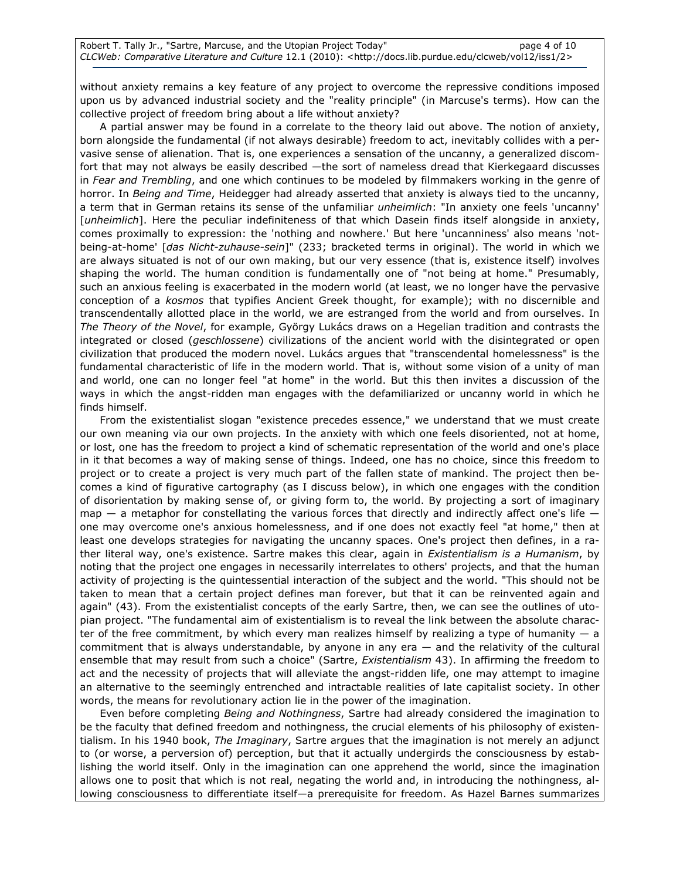without anxiety remains a key feature of any project to overcome the repressive conditions imposed upon us by advanced industrial society and the "reality principle" (in Marcuse's terms). How can the collective project of freedom bring about a life without anxiety?

A partial answer may be found in a correlate to the theory laid out above. The notion of anxiety, born alongside the fundamental (if not always desirable) freedom to act, inevitably collides with a pervasive sense of alienation. That is, one experiences a sensation of the uncanny, a generalized discomfort that may not always be easily described —the sort of nameless dread that Kierkegaard discusses in *Fear and Trembling*, and one which continues to be modeled by filmmakers working in the genre of horror. In *Being and Time*, Heidegger had already asserted that anxiety is always tied to the uncanny, a term that in German retains its sense of the unfamiliar *unheimlich*: "In anxiety one feels 'uncanny' [*unheimlich*]. Here the peculiar indefiniteness of that which Dasein finds itself alongside in anxiety, comes proximally to expression: the 'nothing and nowhere.' But here 'uncanniness' also means 'not-being-at-home' [*das Nicht-zuhause-sein*]" (233; bracketed terms in original). The world in which we are always situated is not of our own making, but our very essence (that is, existence itself) involves shaping the world. The human condition is fundamentally one of "not being at home." Presumably, such an anxious feeling is exacerbated in the modern world (at least, we no longer have the pervasive conception of a *kosmos* that typifies Ancient Greek thought, for example); with no discernible and transcendentally allotted place in the world, we are estranged from the world and from ourselves. In *The Theory of the Novel*, for example, György Lukács draws on a Hegelian tradition and contrasts the integrated or closed (*geschlossene*) civilizations of the ancient world with the disintegrated or open civilization that produced the modern novel. Lukács argues that "transcendental homelessness" is the fundamental characteristic of life in the modern world. That is, without some vision of a unity of man and world, one can no longer feel "at home" in the world. But this then invites a discussion of the ways in which the angst-ridden man engages with the defamiliarized or uncanny world in which he finds himself.

From the existentialist slogan "existence precedes essence," we understand that we must create our own meaning via our own projects. In the anxiety with which one feels disoriented, not at home, or lost, one has the freedom to project a kind of schematic representation of the world and one's place in it that becomes a way of making sense of things. Indeed, one has no choice, since this freedom to project or to create a project is very much part of the fallen state of mankind. The project then becomes a kind of figurative cartography (as I discuss below), in which one engages with the condition of disorientation by making sense of, or giving form to, the world. By projecting a sort of imaginary map — a metaphor for constellating the various forces that directly and indirectly affect one's life — one may overcome one's anxious homelessness, and if one does not exactly feel "at home," then at least one develops strategies for navigating the uncanny spaces. One's project then defines, in a rather literal way, one's existence. Sartre makes this clear, again in *Existentialism is a Humanism*, by noting that the project one engages in necessarily interrelates to others' projects, and that the human activity of projecting is the quintessential interaction of the subject and the world. "This should not be taken to mean that a certain project defines man forever, but that it can be reinvented again and again" (43). From the existentialist concepts of the early Sartre, then, we can see the outlines of utopian project. "The fundamental aim of existentialism is to reveal the link between the absolute character of the free commitment, by which every man realizes himself by realizing a type of humanity — a commitment that is always understandable, by anyone in any era — and the relativity of the cultural ensemble that may result from such a choice" (Sartre, *Existentialism* 43). In affirming the freedom to act and the necessity of projects that will alleviate the angst-ridden life, one may attempt to imagine an alternative to the seemingly entrenched and intractable realities of late capitalist society. In other words, the means for revolutionary action lie in the power of the imagination.

Even before completing *Being and Nothingness*, Sartre had already considered the imagination to be the faculty that defined freedom and nothingness, the crucial elements of his philosophy of existentialism. In his 1940 book, *The Imaginary*, Sartre argues that the imagination is not merely an adjunct to (or worse, a perversion of) perception, but that it actually undergirds the consciousness by establishing the world itself. Only in the imagination can one apprehend the world, since the imagination allows one to posit that which is not real, negating the world and, in introducing the nothingness, allowing consciousness to differentiate itself—a prerequisite for freedom. As Hazel Barnes summarizes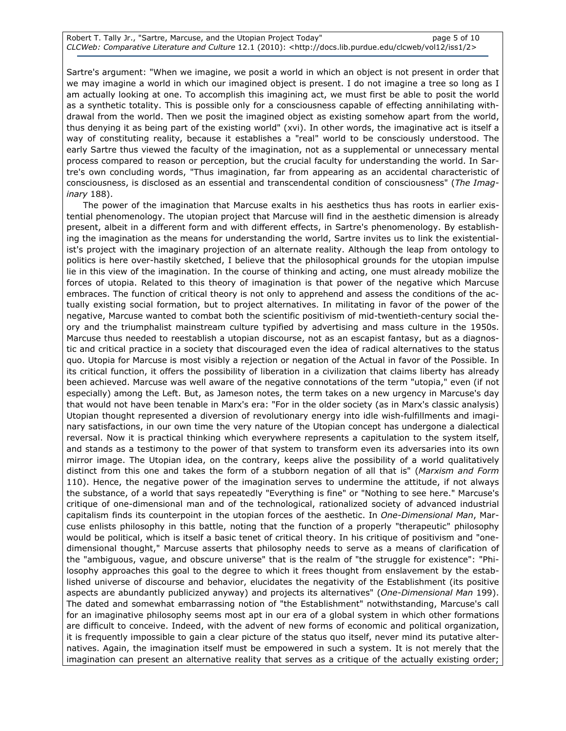Sartre's argument: "When we imagine, we posit a world in which an object is not present in order that we may imagine a world in which our imagined object is present. I do not imagine a tree so long as I am actually looking at one. To accomplish this imagining act, we must first be able to posit the world as a synthetic totality. This is possible only for a consciousness capable of effecting annihilating withdrawal from the world. Then we posit the imagined object as existing somehow apart from the world, thus denying it as being part of the existing world" (xvi). In other words, the imaginative act is itself a way of constituting reality, because it establishes a "real" world to be consciously understood. The early Sartre thus viewed the faculty of the imagination, not as a supplemental or unnecessary mental process compared to reason or perception, but the crucial faculty for understanding the world. In Sartre's own concluding words, "Thus imagination, far from appearing as an accidental characteristic of consciousness, is disclosed as an essential and transcendental condition of consciousness" (*The Imaginary* 188).

The power of the imagination that Marcuse exalts in his aesthetics thus has roots in earlier existential phenomenology. The utopian project that Marcuse will find in the aesthetic dimension is already present, albeit in a different form and with different effects, in Sartre's phenomenology. By establishing the imagination as the means for understanding the world, Sartre invites us to link the existentialist's project with the imaginary projection of an alternate reality. Although the leap from ontology to politics is here over-hastily sketched, I believe that the philosophical grounds for the utopian impulse lie in this view of the imagination. In the course of thinking and acting, one must already mobilize the forces of utopia. Related to this theory of imagination is that power of the negative which Marcuse embraces. The function of critical theory is not only to apprehend and assess the conditions of the actually existing social formation, but to project alternatives. In militating in favor of the power of the negative, Marcuse wanted to combat both the scientific positivism of mid-twentieth-century social theory and the triumphalist mainstream culture typified by advertising and mass culture in the 1950s. Marcuse thus needed to reestablish a utopian discourse, not as an escapist fantasy, but as a diagnostic and critical practice in a society that discouraged even the idea of radical alternatives to the status quo. Utopia for Marcuse is most visibly a rejection or negation of the Actual in favor of the Possible. In its critical function, it offers the possibility of liberation in a civilization that claims liberty has already been achieved. Marcuse was well aware of the negative connotations of the term "utopia," even (if not especially) among the Left. But, as Jameson notes, the term takes on a new urgency in Marcuse's day that would not have been tenable in Marx's era: "For in the older society (as in Marx's classic analysis) Utopian thought represented a diversion of revolutionary energy into idle wish-fulfillments and imaginary satisfactions, in our own time the very nature of the Utopian concept has undergone a dialectical reversal. Now it is practical thinking which everywhere represents a capitulation to the system itself, and stands as a testimony to the power of that system to transform even its adversaries into its own mirror image. The Utopian idea, on the contrary, keeps alive the possibility of a world qualitatively distinct from this one and takes the form of a stubborn negation of all that is" (*Marxism and Form* 110). Hence, the negative power of the imagination serves to undermine the attitude, if not always the substance, of a world that says repeatedly "Everything is fine" or "Nothing to see here." Marcuse's critique of one-dimensional man and of the technological, rationalized society of advanced industrial capitalism finds its counterpoint in the utopian forces of the aesthetic. In *One-Dimensional Man*, Marcuse enlists philosophy in this battle, noting that the function of a properly "therapeutic" philosophy would be political, which is itself a basic tenet of critical theory. In his critique of positivism and "one-dimensional thought," Marcuse asserts that philosophy needs to serve as a means of clarification of the "ambiguous, vague, and obscure universe" that is the realm of "the struggle for existence": "Philosophy approaches this goal to the degree to which it frees thought from enslavement by the established universe of discourse and behavior, elucidates the negativity of the Establishment (its positive aspects are abundantly publicized anyway) and projects its alternatives" (*One-Dimensional Man* 199). The dated and somewhat embarrassing notion of "the Establishment" notwithstanding, Marcuse's call for an imaginative philosophy seems most apt in our era of a global system in which other formations are difficult to conceive. Indeed, with the advent of new forms of economic and political organization, it is frequently impossible to gain a clear picture of the status quo itself, never mind its putative alternatives. Again, the imagination itself must be empowered in such a system. It is not merely that the imagination can present an alternative reality that serves as a critique of the actually existing order;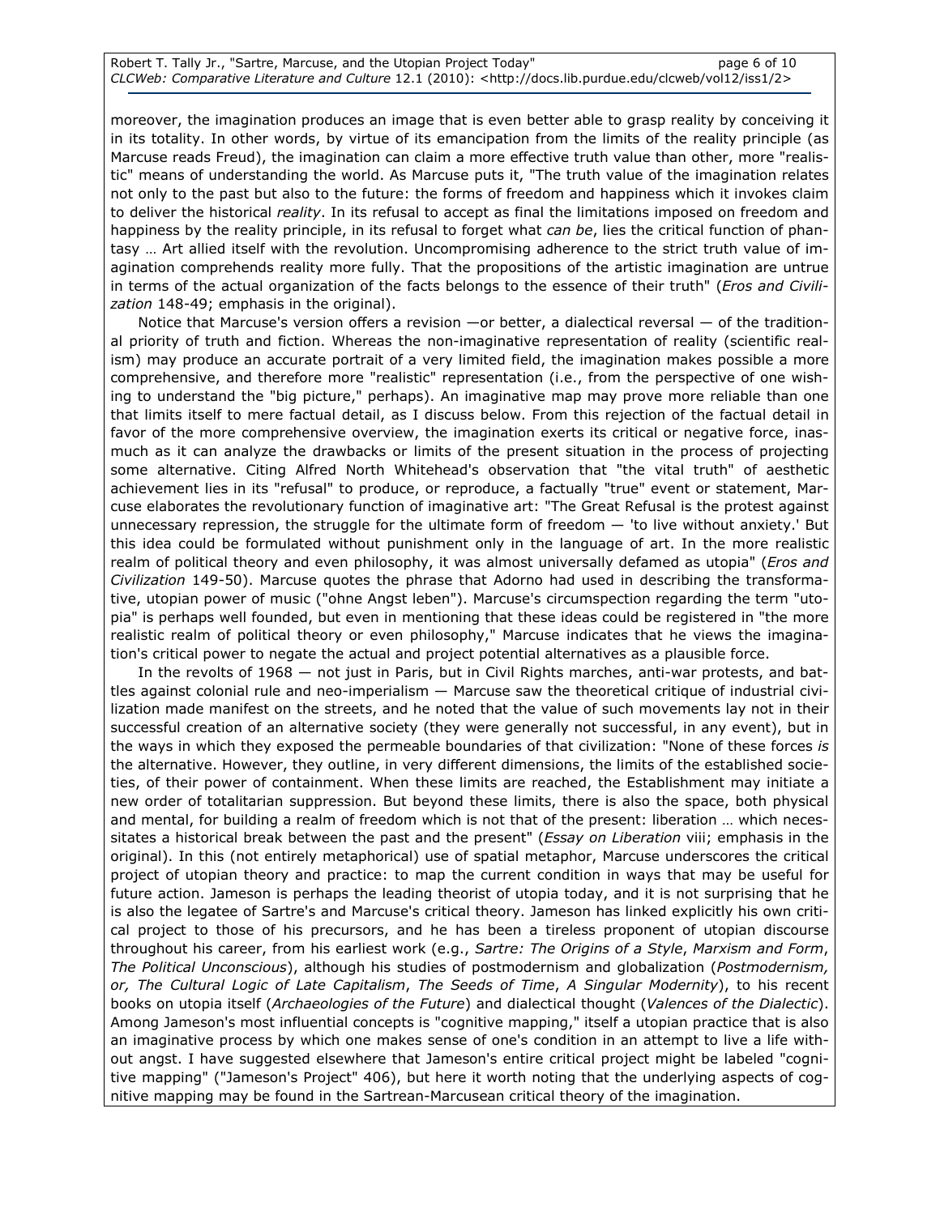moreover, the imagination produces an image that is even better able to grasp reality by conceiving it in its totality. In other words, by virtue of its emancipation from the limits of the reality principle (as Marcuse reads Freud), the imagination can claim a more effective truth value than other, more "realistic" means of understanding the world. As Marcuse puts it, "The truth value of the imagination relates not only to the past but also to the future: the forms of freedom and happiness which it invokes claim to deliver the historical *reality*. In its refusal to accept as final the limitations imposed on freedom and happiness by the reality principle, in its refusal to forget what *can be*, lies the critical function of phantasy … Art allied itself with the revolution. Uncompromising adherence to the strict truth value of imagination comprehends reality more fully. That the propositions of the artistic imagination are untrue in terms of the actual organization of the facts belongs to the essence of their truth" (*Eros and Civilization* 148-49; emphasis in the original).

Notice that Marcuse's version offers a revision —or better, a dialectical reversal — of the traditional priority of truth and fiction. Whereas the non-imaginative representation of reality (scientific realism) may produce an accurate portrait of a very limited field, the imagination makes possible a more comprehensive, and therefore more "realistic" representation (i.e., from the perspective of one wishing to understand the "big picture," perhaps). An imaginative map may prove more reliable than one that limits itself to mere factual detail, as I discuss below. From this rejection of the factual detail in favor of the more comprehensive overview, the imagination exerts its critical or negative force, inasmuch as it can analyze the drawbacks or limits of the present situation in the process of projecting some alternative. Citing Alfred North Whitehead's observation that "the vital truth" of aesthetic achievement lies in its "refusal" to produce, or reproduce, a factually "true" event or statement, Marcuse elaborates the revolutionary function of imaginative art: "The Great Refusal is the protest against unnecessary repression, the struggle for the ultimate form of freedom — 'to live without anxiety.' But this idea could be formulated without punishment only in the language of art. In the more realistic realm of political theory and even philosophy, it was almost universally defamed as utopia" (*Eros and Civilization* 149-50). Marcuse quotes the phrase that Adorno had used in describing the transformative, utopian power of music ("ohne Angst leben"). Marcuse's circumspection regarding the term "utopia" is perhaps well founded, but even in mentioning that these ideas could be registered in "the more realistic realm of political theory or even philosophy," Marcuse indicates that he views the imagination's critical power to negate the actual and project potential alternatives as a plausible force.

In the revolts of 1968 — not just in Paris, but in Civil Rights marches, anti-war protests, and battles against colonial rule and neo-imperialism — Marcuse saw the theoretical critique of industrial civilization made manifest on the streets, and he noted that the value of such movements lay not in their successful creation of an alternative society (they were generally not successful, in any event), but in the ways in which they exposed the permeable boundaries of that civilization: "None of these forces *is* the alternative. However, they outline, in very different dimensions, the limits of the established societies, of their power of containment. When these limits are reached, the Establishment may initiate a new order of totalitarian suppression. But beyond these limits, there is also the space, both physical and mental, for building a realm of freedom which is not that of the present: liberation … which necessitates a historical break between the past and the present" (*Essay on Liberation* viii; emphasis in the original). In this (not entirely metaphorical) use of spatial metaphor, Marcuse underscores the critical project of utopian theory and practice: to map the current condition in ways that may be useful for future action. Jameson is perhaps the leading theorist of utopia today, and it is not surprising that he is also the legatee of Sartre's and Marcuse's critical theory. Jameson has linked explicitly his own critical project to those of his precursors, and he has been a tireless proponent of utopian discourse throughout his career, from his earliest work (e.g., *Sartre: The Origins of a Style*, *Marxism and Form*, *The Political Unconscious*), although his studies of postmodernism and globalization (*Postmodernism, or, The Cultural Logic of Late Capitalism*, *The Seeds of Time*, *A Singular Modernity*), to his recent books on utopia itself (*Archaeologies of the Future*) and dialectical thought (*Valences of the Dialectic*). Among Jameson's most influential concepts is "cognitive mapping," itself a utopian practice that is also an imaginative process by which one makes sense of one's condition in an attempt to live a life without angst. I have suggested elsewhere that Jameson's entire critical project might be labeled "cognitive mapping" ("Jameson's Project" 406), but here it worth noting that the underlying aspects of cognitive mapping may be found in the Sartrean-Marcusean critical theory of the imagination.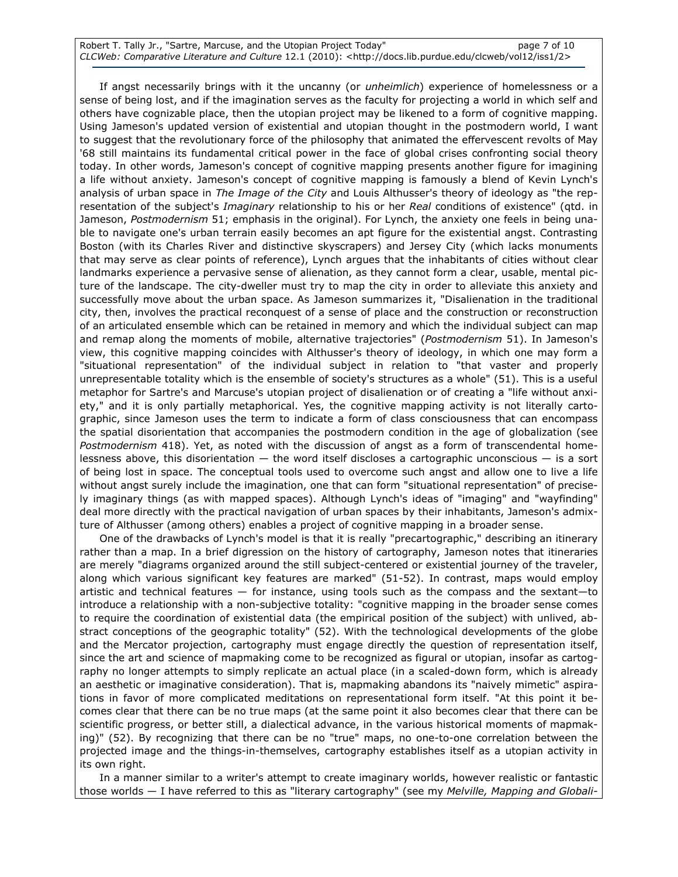If angst necessarily brings with it the uncanny (or *unheimlich*) experience of homelessness or a sense of being lost, and if the imagination serves as the faculty for projecting a world in which self and others have cognizable place, then the utopian project may be likened to a form of cognitive mapping. Using Jameson's updated version of existential and utopian thought in the postmodern world, I want to suggest that the revolutionary force of the philosophy that animated the effervescent revolts of May '68 still maintains its fundamental critical power in the face of global crises confronting social theory today. In other words, Jameson's concept of cognitive mapping presents another figure for imagining a life without anxiety. Jameson's concept of cognitive mapping is famously a blend of Kevin Lynch's analysis of urban space in *The Image of the City* and Louis Althusser's theory of ideology as "the representation of the subject's *Imaginary* relationship to his or her *Real* conditions of existence" (qtd. in Jameson, *Postmodernism* 51; emphasis in the original). For Lynch, the anxiety one feels in being unable to navigate one's urban terrain easily becomes an apt figure for the existential angst. Contrasting Boston (with its Charles River and distinctive skyscrapers) and Jersey City (which lacks monuments that may serve as clear points of reference), Lynch argues that the inhabitants of cities without clear landmarks experience a pervasive sense of alienation, as they cannot form a clear, usable, mental picture of the landscape. The city-dweller must try to map the city in order to alleviate this anxiety and successfully move about the urban space. As Jameson summarizes it, "Disalienation in the traditional city, then, involves the practical reconquest of a sense of place and the construction or reconstruction of an articulated ensemble which can be retained in memory and which the individual subject can map and remap along the moments of mobile, alternative trajectories" (*Postmodernism* 51). In Jameson's view, this cognitive mapping coincides with Althusser's theory of ideology, in which one may form a "situational representation" of the individual subject in relation to "that vaster and properly unrepresentable totality which is the ensemble of society's structures as a whole" (51). This is a useful metaphor for Sartre's and Marcuse's utopian project of disalienation or of creating a "life without anxiety," and it is only partially metaphorical. Yes, the cognitive mapping activity is not literally cartographic, since Jameson uses the term to indicate a form of class consciousness that can encompass the spatial disorientation that accompanies the postmodern condition in the age of globalization (see *Postmodernism* 418). Yet, as noted with the discussion of angst as a form of transcendental homelessness above, this disorientation — the word itself discloses a cartographic unconscious — is a sort of being lost in space. The conceptual tools used to overcome such angst and allow one to live a life without angst surely include the imagination, one that can form "situational representation" of precisely imaginary things (as with mapped spaces). Although Lynch's ideas of "imaging" and "wayfinding" deal more directly with the practical navigation of urban spaces by their inhabitants, Jameson's admixture of Althusser (among others) enables a project of cognitive mapping in a broader sense.

One of the drawbacks of Lynch's model is that it is really "precartographic," describing an itinerary rather than a map. In a brief digression on the history of cartography, Jameson notes that itineraries are merely "diagrams organized around the still subject-centered or existential journey of the traveler, along which various significant key features are marked" (51-52). In contrast, maps would employ artistic and technical features — for instance, using tools such as the compass and the sextant—to introduce a relationship with a non-subjective totality: "cognitive mapping in the broader sense comes to require the coordination of existential data (the empirical position of the subject) with unlived, abstract conceptions of the geographic totality" (52). With the technological developments of the globe and the Mercator projection, cartography must engage directly the question of representation itself, since the art and science of mapmaking come to be recognized as figural or utopian, insofar as cartography no longer attempts to simply replicate an actual place (in a scaled-down form, which is already an aesthetic or imaginative consideration). That is, mapmaking abandons its "naively mimetic" aspirations in favor of more complicated meditations on representational form itself. "At this point it becomes clear that there can be no true maps (at the same point it also becomes clear that there can be scientific progress, or better still, a dialectical advance, in the various historical moments of mapmaking)" (52). By recognizing that there can be no "true" maps, no one-to-one correlation between the projected image and the things-in-themselves, cartography establishes itself as a utopian activity in its own right.

In a manner similar to a writer's attempt to create imaginary worlds, however realistic or fantastic those worlds — I have referred to this as "literary cartography" (see my *Melville, Mapping and Globali-*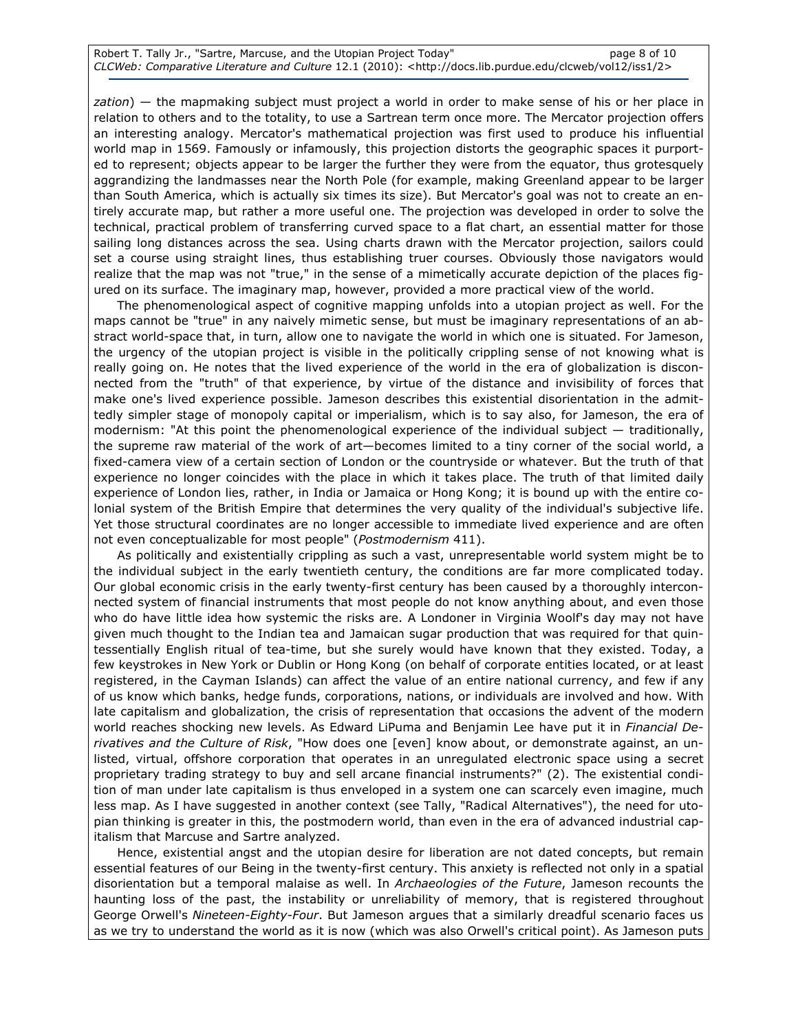*zation*) — the mapmaking subject must project a world in order to make sense of his or her place in relation to others and to the totality, to use a Sartrean term once more. The Mercator projection offers an interesting analogy. Mercator's mathematical projection was first used to produce his influential world map in 1569. Famously or infamously, this projection distorts the geographic spaces it purported to represent; objects appear to be larger the further they were from the equator, thus grotesquely aggrandizing the landmasses near the North Pole (for example, making Greenland appear to be larger than South America, which is actually six times its size). But Mercator's goal was not to create an entirely accurate map, but rather a more useful one. The projection was developed in order to solve the technical, practical problem of transferring curved space to a flat chart, an essential matter for those sailing long distances across the sea. Using charts drawn with the Mercator projection, sailors could set a course using straight lines, thus establishing truer courses. Obviously those navigators would realize that the map was not "true," in the sense of a mimetically accurate depiction of the places figured on its surface. The imaginary map, however, provided a more practical view of the world.

The phenomenological aspect of cognitive mapping unfolds into a utopian project as well. For the maps cannot be "true" in any naively mimetic sense, but must be imaginary representations of an abstract world-space that, in turn, allow one to navigate the world in which one is situated. For Jameson, the urgency of the utopian project is visible in the politically crippling sense of not knowing what is really going on. He notes that the lived experience of the world in the era of globalization is disconnected from the "truth" of that experience, by virtue of the distance and invisibility of forces that make one's lived experience possible. Jameson describes this existential disorientation in the admittedly simpler stage of monopoly capital or imperialism, which is to say also, for Jameson, the era of modernism: "At this point the phenomenological experience of the individual subject — traditionally, the supreme raw material of the work of art—becomes limited to a tiny corner of the social world, a fixed-camera view of a certain section of London or the countryside or whatever. But the truth of that experience no longer coincides with the place in which it takes place. The truth of that limited daily experience of London lies, rather, in India or Jamaica or Hong Kong; it is bound up with the entire colonial system of the British Empire that determines the very quality of the individual's subjective life. Yet those structural coordinates are no longer accessible to immediate lived experience and are often not even conceptualizable for most people" (*Postmodernism* 411).

As politically and existentially crippling as such a vast, unrepresentable world system might be to the individual subject in the early twentieth century, the conditions are far more complicated today. Our global economic crisis in the early twenty-first century has been caused by a thoroughly interconnected system of financial instruments that most people do not know anything about, and even those who do have little idea how systemic the risks are. A Londoner in Virginia Woolf's day may not have given much thought to the Indian tea and Jamaican sugar production that was required for that quintessentially English ritual of tea-time, but she surely would have known that they existed. Today, a few keystrokes in New York or Dublin or Hong Kong (on behalf of corporate entities located, or at least registered, in the Cayman Islands) can affect the value of an entire national currency, and few if any of us know which banks, hedge funds, corporations, nations, or individuals are involved and how. With late capitalism and globalization, the crisis of representation that occasions the advent of the modern world reaches shocking new levels. As Edward LiPuma and Benjamin Lee have put it in *Financial Derivatives and the Culture of Risk*, "How does one [even] know about, or demonstrate against, an unlisted, virtual, offshore corporation that operates in an unregulated electronic space using a secret proprietary trading strategy to buy and sell arcane financial instruments?" (2). The existential condition of man under late capitalism is thus enveloped in a system one can scarcely even imagine, much less map. As I have suggested in another context (see Tally, "Radical Alternatives"), the need for utopian thinking is greater in this, the postmodern world, than even in the era of advanced industrial capitalism that Marcuse and Sartre analyzed.

Hence, existential angst and the utopian desire for liberation are not dated concepts, but remain essential features of our Being in the twenty-first century. This anxiety is reflected not only in a spatial disorientation but a temporal malaise as well. In *Archaeologies of the Future*, Jameson recounts the haunting loss of the past, the instability or unreliability of memory, that is registered throughout George Orwell's *Nineteen-Eighty-Four*. But Jameson argues that a similarly dreadful scenario faces us as we try to understand the world as it is now (which was also Orwell's critical point). As Jameson puts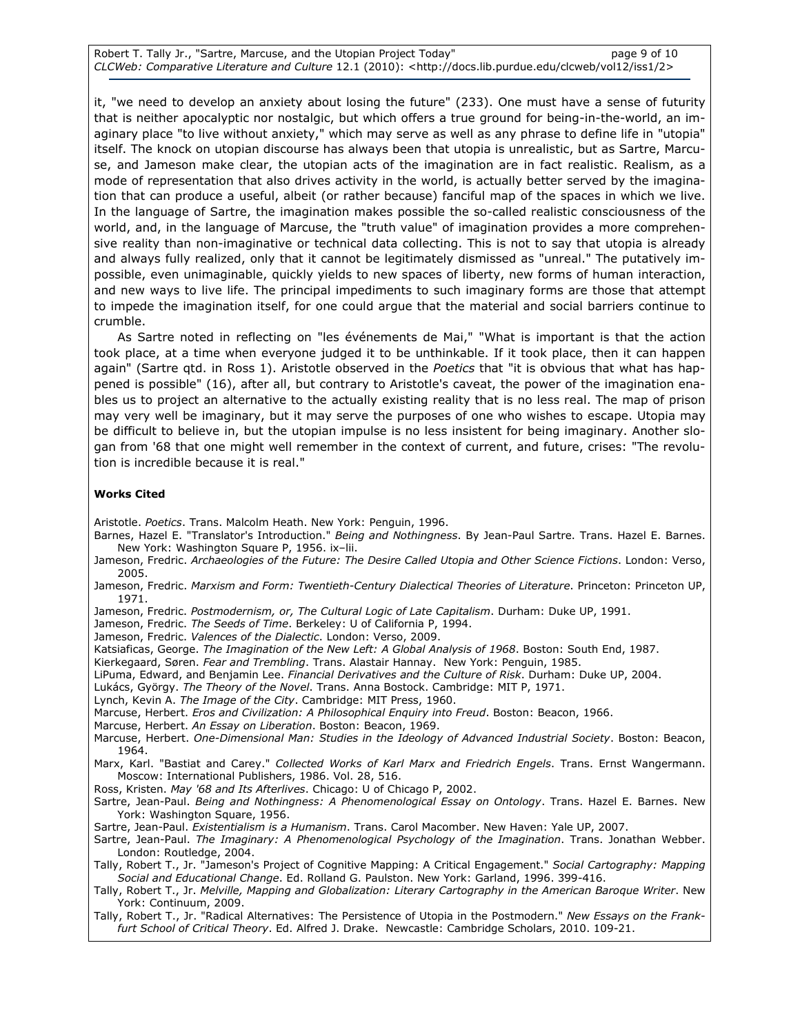it, "we need to develop an anxiety about losing the future" (233). One must have a sense of futurity that is neither apocalyptic nor nostalgic, but which offers a true ground for being-in-the-world, an imaginary place "to live without anxiety," which may serve as well as any phrase to define life in "utopia" itself. The knock on utopian discourse has always been that utopia is unrealistic, but as Sartre, Marcuse, and Jameson make clear, the utopian acts of the imagination are in fact realistic. Realism, as a mode of representation that also drives activity in the world, is actually better served by the imagination that can produce a useful, albeit (or rather because) fanciful map of the spaces in which we live. In the language of Sartre, the imagination makes possible the so-called realistic consciousness of the world, and, in the language of Marcuse, the "truth value" of imagination provides a more comprehensive reality than non-imaginative or technical data collecting. This is not to say that utopia is already and always fully realized, only that it cannot be legitimately dismissed as "unreal." The putatively impossible, even unimaginable, quickly yields to new spaces of liberty, new forms of human interaction, and new ways to live life. The principal impediments to such imaginary forms are those that attempt to impede the imagination itself, for one could argue that the material and social barriers continue to crumble.

As Sartre noted in reflecting on "les événements de Mai," "What is important is that the action took place, at a time when everyone judged it to be unthinkable. If it took place, then it can happen again" (Sartre qtd. in Ross 1). Aristotle observed in the *Poetics* that "it is obvious that what has happened is possible" (16), after all, but contrary to Aristotle's caveat, the power of the imagination enables us to project an alternative to the actually existing reality that is no less real. The map of prison may very well be imaginary, but it may serve the purposes of one who wishes to escape. Utopia may be difficult to believe in, but the utopian impulse is no less insistent for being imaginary. Another slogan from '68 that one might well remember in the context of current, and future, crises: "The revolution is incredible because it is real."

**Works Cited**

Aristotle. *Poetics*. Trans. Malcolm Heath. New York: Penguin, 1996.

Barnes, Hazel E. "Translator's Introduction." *Being and Nothingness*. By Jean-Paul Sartre. Trans. Hazel E. Barnes. New York: Washington Square P, 1956. ix–lii.

Jameson, Fredric. *Archaeologies of the Future: The Desire Called Utopia and Other Science Fictions*. London: Verso, 2005.

Jameson, Fredric. *Marxism and Form: Twentieth-Century Dialectical Theories of Literature*. Princeton: Princeton UP, 1971.

Jameson, Fredric. *Postmodernism, or, The Cultural Logic of Late Capitalism*. Durham: Duke UP, 1991.

Jameson, Fredric. *The Seeds of Time*. Berkeley: U of California P, 1994.

Jameson, Fredric. *Valences of the Dialectic*. London: Verso, 2009.

Katsiaficas, George. *The Imagination of the New Left: A Global Analysis of 1968*. Boston: South End, 1987.

Kierkegaard, Søren. *Fear and Trembling*. Trans. Alastair Hannay. New York: Penguin, 1985.

LiPuma, Edward, and Benjamin Lee. *Financial Derivatives and the Culture of Risk*. Durham: Duke UP, 2004.

Lukács, György. *The Theory of the Novel*. Trans. Anna Bostock. Cambridge: MIT P, 1971.

Lynch, Kevin A. *The Image of the City*. Cambridge: MIT Press, 1960.

Marcuse, Herbert. *Eros and Civilization: A Philosophical Enquiry into Freud*. Boston: Beacon, 1966.

Marcuse, Herbert. *An Essay on Liberation*. Boston: Beacon, 1969.

Marcuse, Herbert. *One-Dimensional Man: Studies in the Ideology of Advanced Industrial Society*. Boston: Beacon, 1964.

Marx, Karl. "Bastiat and Carey." *Collected Works of Karl Marx and Friedrich Engels*. Trans. Ernst Wangermann. Moscow: International Publishers, 1986. Vol. 28, 516.

Ross, Kristen. *May '68 and Its Afterlives*. Chicago: U of Chicago P, 2002.

Sartre, Jean-Paul. *Being and Nothingness: A Phenomenological Essay on Ontology*. Trans. Hazel E. Barnes. New York: Washington Square, 1956.

Sartre, Jean-Paul. *Existentialism is a Humanism*. Trans. Carol Macomber. New Haven: Yale UP, 2007.

Sartre, Jean-Paul. *The Imaginary: A Phenomenological Psychology of the Imagination*. Trans. Jonathan Webber. London: Routledge, 2004.

Tally, Robert T., Jr. "Jameson's Project of Cognitive Mapping: A Critical Engagement." *Social Cartography: Mapping Social and Educational Change*. Ed. Rolland G. Paulston. New York: Garland, 1996. 399-416.

Tally, Robert T., Jr. *Melville, Mapping and Globalization: Literary Cartography in the American Baroque Writer*. New York: Continuum, 2009.

Tally, Robert T., Jr. "Radical Alternatives: The Persistence of Utopia in the Postmodern." *New Essays on the Frankfurt School of Critical Theory*. Ed. Alfred J. Drake. Newcastle: Cambridge Scholars, 2010. 109-21.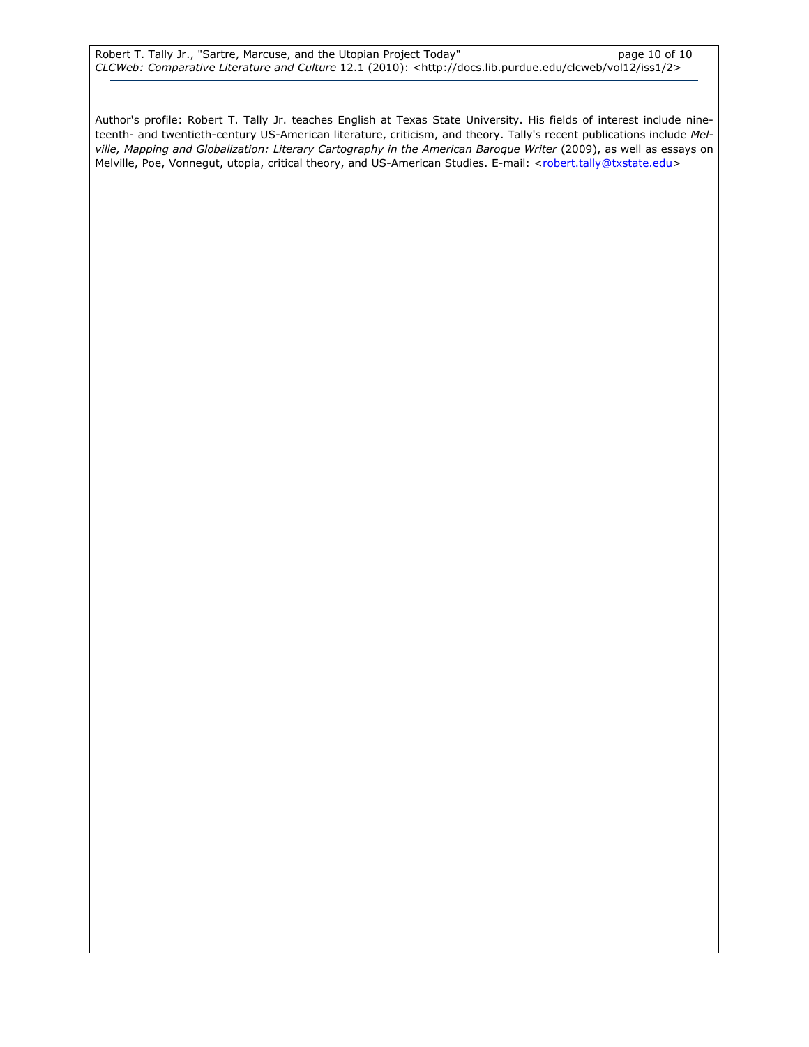Author's profile: Robert T. Tally Jr. teaches English at Texas State University. His fields of interest include nineteenth- and twentieth-century US-American literature, criticism, and theory. Tally's recent publications include *Melville, Mapping and Globalization: Literary Cartography in the American Baroque Writer* (2009), as well as essays on Melville, Poe, Vonnegut, utopia, critical theory, and US-American Studies. E-mail: <robert.tally@txstate.edu>